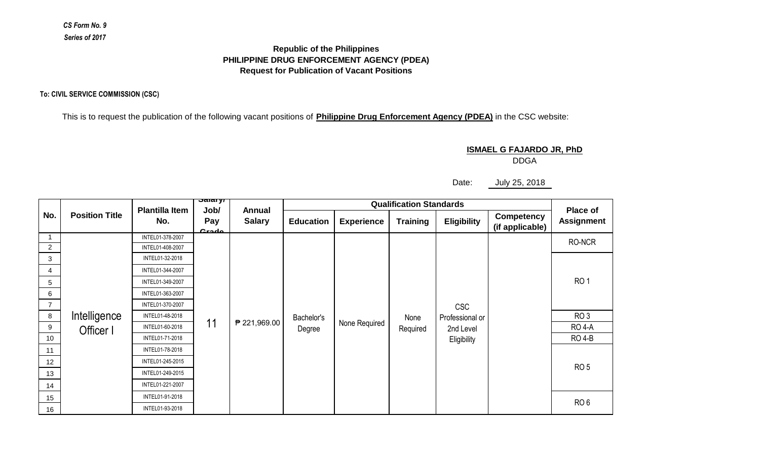*CS Form No. 9*
*Series of 2017*

**Republic of the Philippines**
**PHILIPPINE DRUG ENFORCEMENT AGENCY (PDEA)**
**Request for Publication of Vacant Positions**

**To: CIVIL SERVICE COMMISSION (CSC)**

This is to request the publication of the following vacant positions of **Philippine Drug Enforcement Agency (PDEA)** in the CSC website:

**ISMAEL G FAJARDO JR, PhD**
DDGA

Date: July 25, 2018

| No. | Position Title | Plantilla Item No. | Salary/ Job/ Pay Grade | Annual Salary | Qualification Standards | | | | | Place of Assignment |
|---|---|---|---|---|---|---|---|---|---|---|
| | | | | | Education | Experience | Training | Eligibility | Competency (if applicable) | |
| 1 | Intelligence Officer I | INTEL01-378-2007 | 11 | ₱ 221,969.00 | Bachelor's Degree | None Required | None Required | CSC Professional or 2nd Level Eligibility | | RO-NCR |
| 2 | | INTEL01-408-2007 | | | | | | | | |
| 3 | | INTEL01-32-2018 | | | | | | | | RO 1 |
| 4 | | INTEL01-344-2007 | | | | | | | | |
| 5 | | INTEL01-349-2007 | | | | | | | | |
| 6 | | INTEL01-363-2007 | | | | | | | | |
| 7 | | INTEL01-370-2007 | | | | | | | | |
| 8 | | INTEL01-48-2018 | | | | | | | | RO 3 |
| 9 | | INTEL01-60-2018 | | | | | | | | RO 4-A |
| 10 | | INTEL01-71-2018 | | | | | | | | RO 4-B |
| 11 | | INTEL01-78-2018 | | | | | | | | RO 5 |
| 12 | | INTEL01-245-2015 | | | | | | | | |
| 13 | | INTEL01-249-2015 | | | | | | | | |
| 14 | | INTEL01-221-2007 | | | | | | | | |
| 15 | | INTEL01-91-2018 | | | | | | | | RO 6 |
| 16 | | INTEL01-93-2018 | | | | | | | | |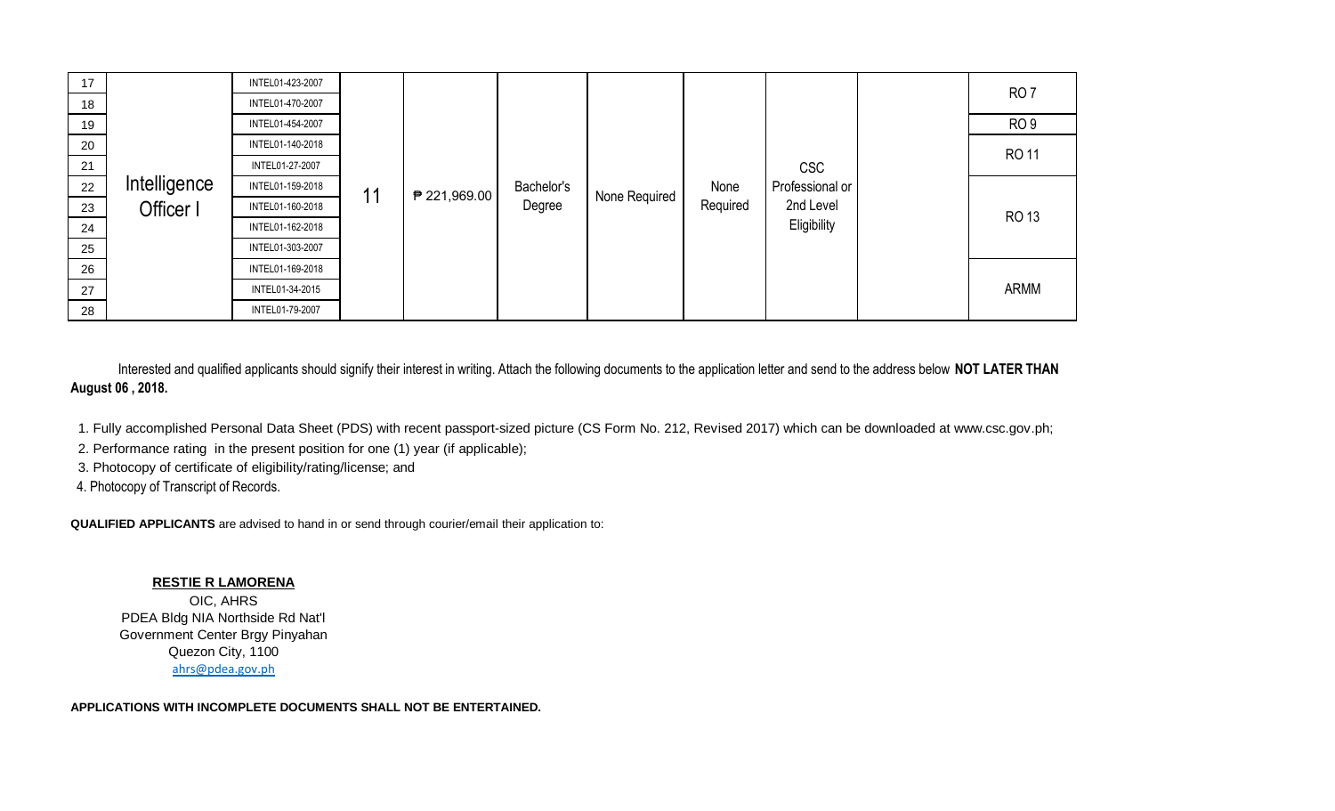| | | | | | | | | | | |
|---|---|---|---|---|---|---|---|---|---|---|
| 17 | Intelligence Officer I | INTEL01-423-2007 | 11 | ₱ 221,969.00 | Bachelor's Degree | None Required | None Required | CSC Professional or 2nd Level Eligibility | | RO 7 |
| 18 | | INTEL01-470-2007 | | | | | | | | |
| 19 | | INTEL01-454-2007 | | | | | | | | RO 9 |
| 20 | | INTEL01-140-2018 | | | | | | | | RO 11 |
| 21 | | INTEL01-27-2007 | | | | | | | | |
| 22 | | INTEL01-159-2018 | | | | | | | | RO 13 |
| 23 | | INTEL01-160-2018 | | | | | | | | |
| 24 | | INTEL01-162-2018 | | | | | | | | |
| 25 | | INTEL01-303-2007 | | | | | | | | |
| 26 | | INTEL01-169-2018 | | | | | | | | ARMM |
| 27 | | INTEL01-34-2015 | | | | | | | | |
| 28 | | INTEL01-79-2007 | | | | | | | | |

Interested and qualified applicants should signify their interest in writing. Attach the following documents to the application letter and send to the address below **NOT LATER THAN August 06 , 2018.**

1. Fully accomplished Personal Data Sheet (PDS) with recent passport-sized picture (CS Form No. 212, Revised 2017) which can be downloaded at www.csc.gov.ph;
2. Performance rating in the present position for one (1) year (if applicable);
3. Photocopy of certificate of eligibility/rating/license; and
4. Photocopy of Transcript of Records.

**QUALIFIED APPLICANTS** are advised to hand in or send through courier/email their application to:

**RESTIE R LAMORENA**
OIC, AHRS
PDEA Bldg NIA Northside Rd Nat'l
Government Center Brgy Pinyahan
Quezon City, 1100
ahrs@pdea.gov.ph

**APPLICATIONS WITH INCOMPLETE DOCUMENTS SHALL NOT BE ENTERTAINED.**